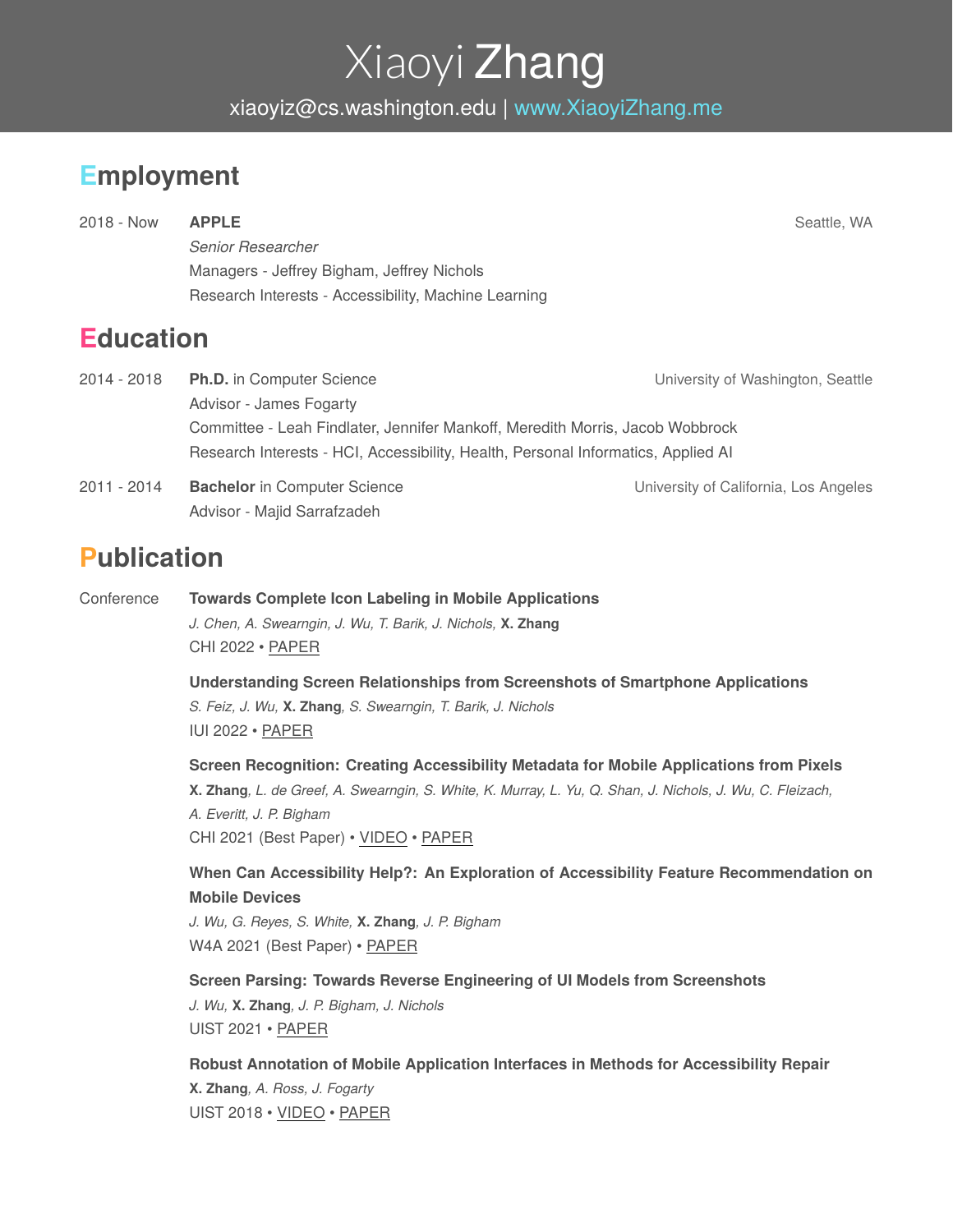# Xiaoyi Zhang

xiaoyiz@cs.washington.edu | www.XiaoyiZhang.me

## Employment

2018 - Now **APPLE** Seattle, WA

*Senior Researcher*

Managers - Jeffrey Bigham, Jeffrey Nichols

Research Interests - Accessibility, Machine Learning

## Education

2014 - 2018 **Ph.D.** in Computer Science University of Washington, Seattle

Advisor - James Fogarty

Committee - Leah Findlater, Jennifer Mankoff, Meredith Morris, Jacob Wobbrock

Research Interests - HCI, Accessibility, Health, Personal Informatics, Applied AI

2011 - 2014 **Bachelor** in Computer Science University of California, Los Angeles

Advisor - Majid Sarrafzadeh

## Publication

Conference

**Towards Complete Icon Labeling in Mobile Applications**
*J. Chen, A. Swearngin, J. Wu, T. Barik, J. Nichols,* **X. Zhang**
CHI 2022 • PAPER

**Understanding Screen Relationships from Screenshots of Smartphone Applications**
*S. Feiz, J. Wu,* **X. Zhang***, S. Swearngin, T. Barik, J. Nichols*
IUI 2022 • PAPER

**Screen Recognition: Creating Accessibility Metadata for Mobile Applications from Pixels**
**X. Zhang***, L. de Greef, A. Swearngin, S. White, K. Murray, L. Yu, Q. Shan, J. Nichols, J. Wu, C. Fleizach, A. Everitt, J. P. Bigham*
CHI 2021 (Best Paper) • VIDEO • PAPER

**When Can Accessibility Help?: An Exploration of Accessibility Feature Recommendation on Mobile Devices**
*J. Wu, G. Reyes, S. White,* **X. Zhang***, J. P. Bigham*
W4A 2021 (Best Paper) • PAPER

**Screen Parsing: Towards Reverse Engineering of UI Models from Screenshots**
*J. Wu,* **X. Zhang***, J. P. Bigham, J. Nichols*
UIST 2021 • PAPER

**Robust Annotation of Mobile Application Interfaces in Methods for Accessibility Repair**
**X. Zhang***, A. Ross, J. Fogarty*
UIST 2018 • VIDEO • PAPER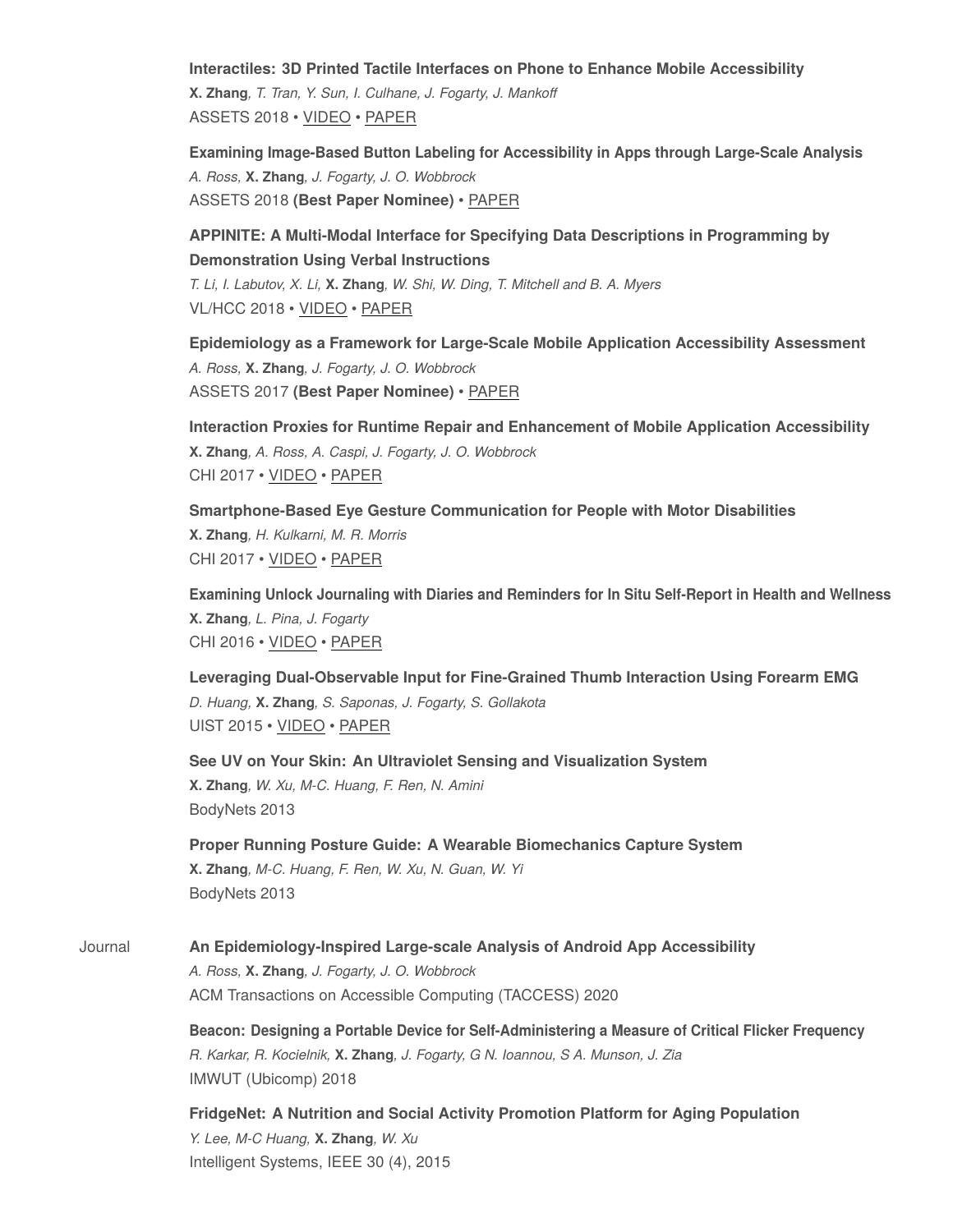**Interactiles: 3D Printed Tactile Interfaces on Phone to Enhance Mobile Accessibility**
**X. Zhang**, *T. Tran, Y. Sun, I. Culhane, J. Fogarty, J. Mankoff*
ASSETS 2018 • VIDEO • PAPER

**Examining Image-Based Button Labeling for Accessibility in Apps through Large-Scale Analysis**
*A. Ross,* **X. Zhang**, *J. Fogarty, J. O. Wobbrock*
ASSETS 2018 **(Best Paper Nominee)** • PAPER

**APPINITE: A Multi-Modal Interface for Specifying Data Descriptions in Programming by Demonstration Using Verbal Instructions**
*T. Li, I. Labutov, X. Li,* **X. Zhang**, *W. Shi, W. Ding, T. Mitchell and B. A. Myers*
VL/HCC 2018 • VIDEO • PAPER

**Epidemiology as a Framework for Large-Scale Mobile Application Accessibility Assessment**
*A. Ross,* **X. Zhang**, *J. Fogarty, J. O. Wobbrock*
ASSETS 2017 **(Best Paper Nominee)** • PAPER

**Interaction Proxies for Runtime Repair and Enhancement of Mobile Application Accessibility**
**X. Zhang**, *A. Ross, A. Caspi, J. Fogarty, J. O. Wobbrock*
CHI 2017 • VIDEO • PAPER

**Smartphone-Based Eye Gesture Communication for People with Motor Disabilities**
**X. Zhang**, *H. Kulkarni, M. R. Morris*
CHI 2017 • VIDEO • PAPER

**Examining Unlock Journaling with Diaries and Reminders for In Situ Self-Report in Health and Wellness**
**X. Zhang**, *L. Pina, J. Fogarty*
CHI 2016 • VIDEO • PAPER

**Leveraging Dual-Observable Input for Fine-Grained Thumb Interaction Using Forearm EMG**
*D. Huang,* **X. Zhang**, *S. Saponas, J. Fogarty, S. Gollakota*
UIST 2015 • VIDEO • PAPER

**See UV on Your Skin: An Ultraviolet Sensing and Visualization System**
**X. Zhang**, *W. Xu, M-C. Huang, F. Ren, N. Amini*
BodyNets 2013

**Proper Running Posture Guide: A Wearable Biomechanics Capture System**
**X. Zhang**, *M-C. Huang, F. Ren, W. Xu, N. Guan, W. Yi*
BodyNets 2013

Journal

**An Epidemiology-Inspired Large-scale Analysis of Android App Accessibility**
*A. Ross,* **X. Zhang**, *J. Fogarty, J. O. Wobbrock*
ACM Transactions on Accessible Computing (TACCESS) 2020

**Beacon: Designing a Portable Device for Self-Administering a Measure of Critical Flicker Frequency**
*R. Karkar, R. Kocielnik,* **X. Zhang**, *J. Fogarty, G N. Ioannou, S A. Munson, J. Zia*
IMWUT (Ubicomp) 2018

**FridgeNet: A Nutrition and Social Activity Promotion Platform for Aging Population**
*Y. Lee, M-C Huang,* **X. Zhang**, *W. Xu*
Intelligent Systems, IEEE 30 (4), 2015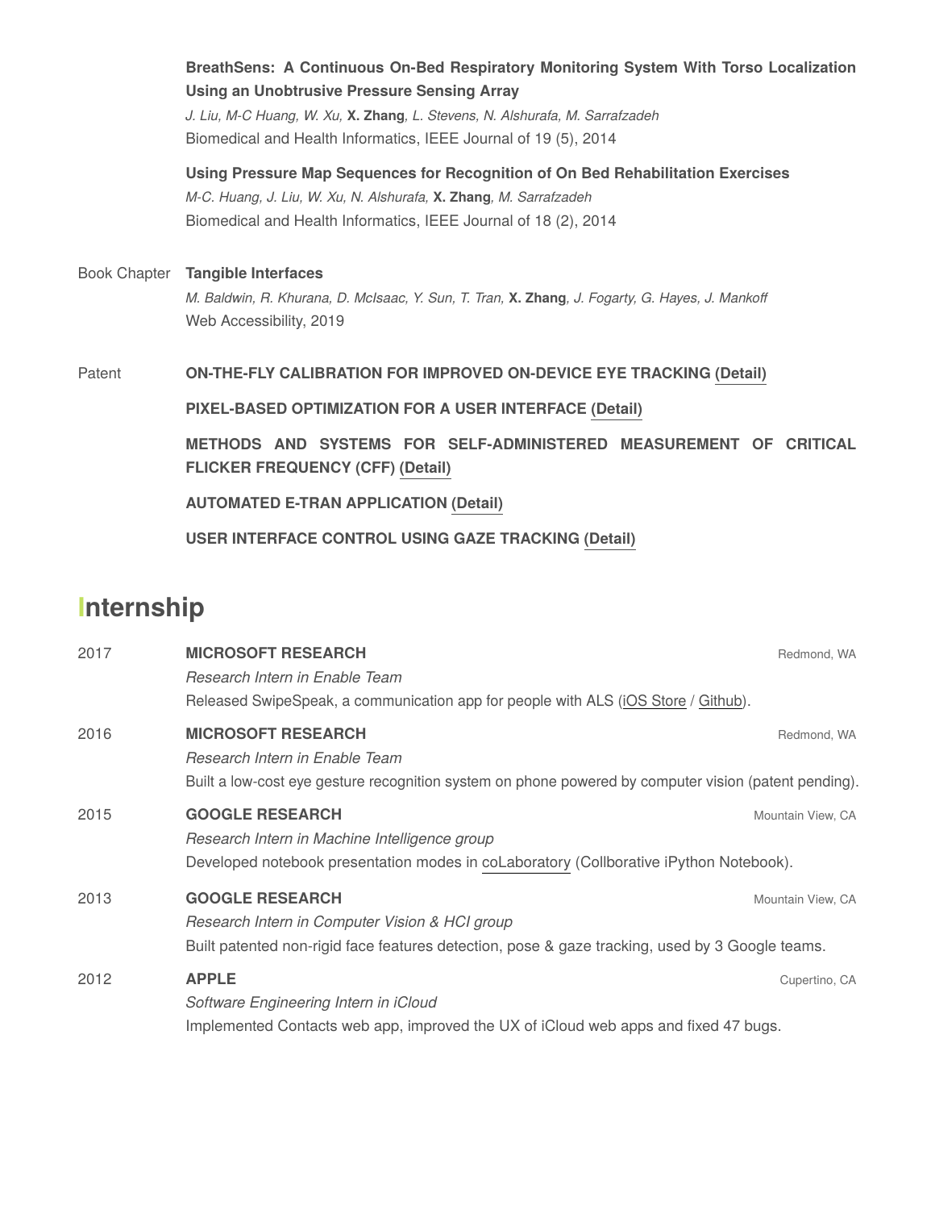**BreathSens: A Continuous On-Bed Respiratory Monitoring System With Torso Localization Using an Unobtrusive Pressure Sensing Array**
*J. Liu, M-C Huang, W. Xu,* **X. Zhang***, L. Stevens, N. Alshurafa, M. Sarrafzadeh*
Biomedical and Health Informatics, IEEE Journal of 19 (5), 2014

**Using Pressure Map Sequences for Recognition of On Bed Rehabilitation Exercises**
*M-C. Huang, J. Liu, W. Xu, N. Alshurafa,* **X. Zhang***, M. Sarrafzadeh*
Biomedical and Health Informatics, IEEE Journal of 18 (2), 2014

Book Chapter

**Tangible Interfaces**
*M. Baldwin, R. Khurana, D. McIsaac, Y. Sun, T. Tran,* **X. Zhang***, J. Fogarty, G. Hayes, J. Mankoff*
Web Accessibility, 2019

Patent

**ON-THE-FLY CALIBRATION FOR IMPROVED ON-DEVICE EYE TRACKING (Detail)**

**PIXEL-BASED OPTIMIZATION FOR A USER INTERFACE (Detail)**

**METHODS AND SYSTEMS FOR SELF-ADMINISTERED MEASUREMENT OF CRITICAL FLICKER FREQUENCY (CFF) (Detail)**

**AUTOMATED E-TRAN APPLICATION (Detail)**

**USER INTERFACE CONTROL USING GAZE TRACKING (Detail)**

# Internship

2017 **MICROSOFT RESEARCH** — Redmond, WA
*Research Intern in Enable Team*
Released SwipeSpeak, a communication app for people with ALS (iOS Store / Github).

2016 **MICROSOFT RESEARCH** — Redmond, WA
*Research Intern in Enable Team*
Built a low-cost eye gesture recognition system on phone powered by computer vision (patent pending).

2015 **GOOGLE RESEARCH** — Mountain View, CA
*Research Intern in Machine Intelligence group*
Developed notebook presentation modes in coLaboratory (Collborative iPython Notebook).

2013 **GOOGLE RESEARCH** — Mountain View, CA
*Research Intern in Computer Vision & HCI group*
Built patented non-rigid face features detection, pose & gaze tracking, used by 3 Google teams.

2012 **APPLE** — Cupertino, CA
*Software Engineering Intern in iCloud*
Implemented Contacts web app, improved the UX of iCloud web apps and fixed 47 bugs.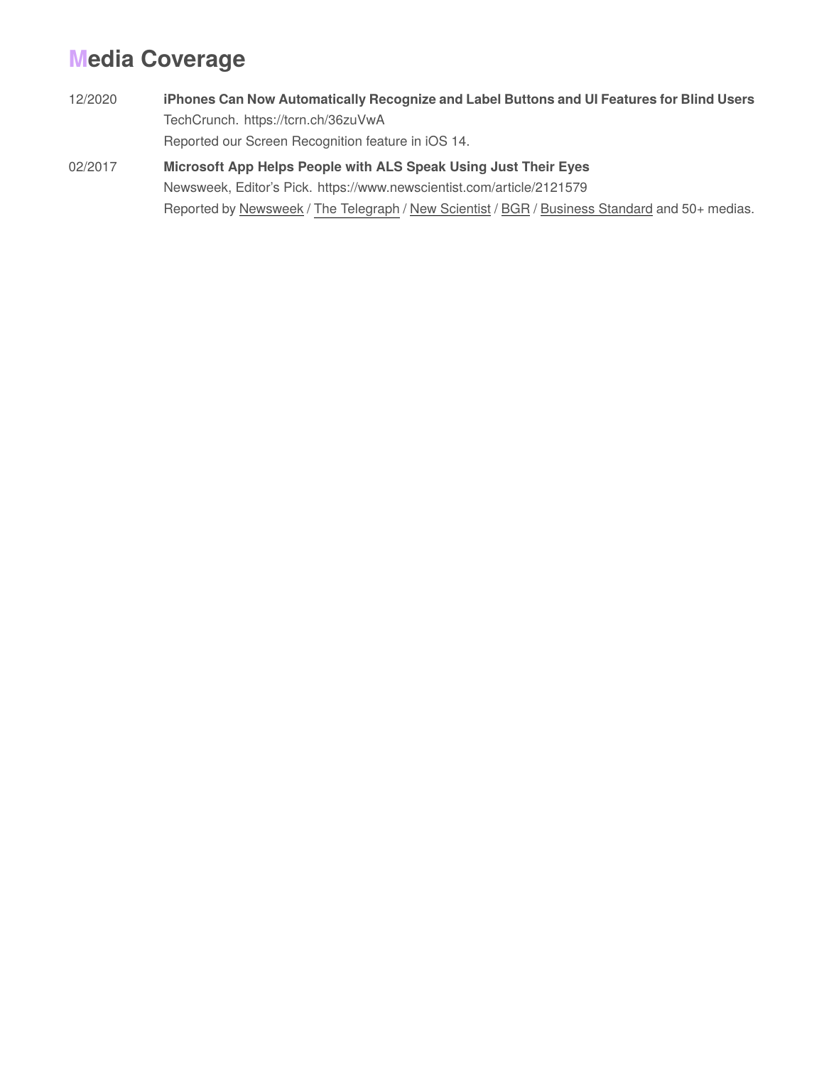## Media Coverage

12/2020 **iPhones Can Now Automatically Recognize and Label Buttons and UI Features for Blind Users**
TechCrunch. https://tcrn.ch/36zuVwA
Reported our Screen Recognition feature in iOS 14.

02/2017 **Microsoft App Helps People with ALS Speak Using Just Their Eyes**
Newsweek, Editor's Pick. https://www.newscientist.com/article/2121579
Reported by Newsweek / The Telegraph / New Scientist / BGR / Business Standard and 50+ medias.